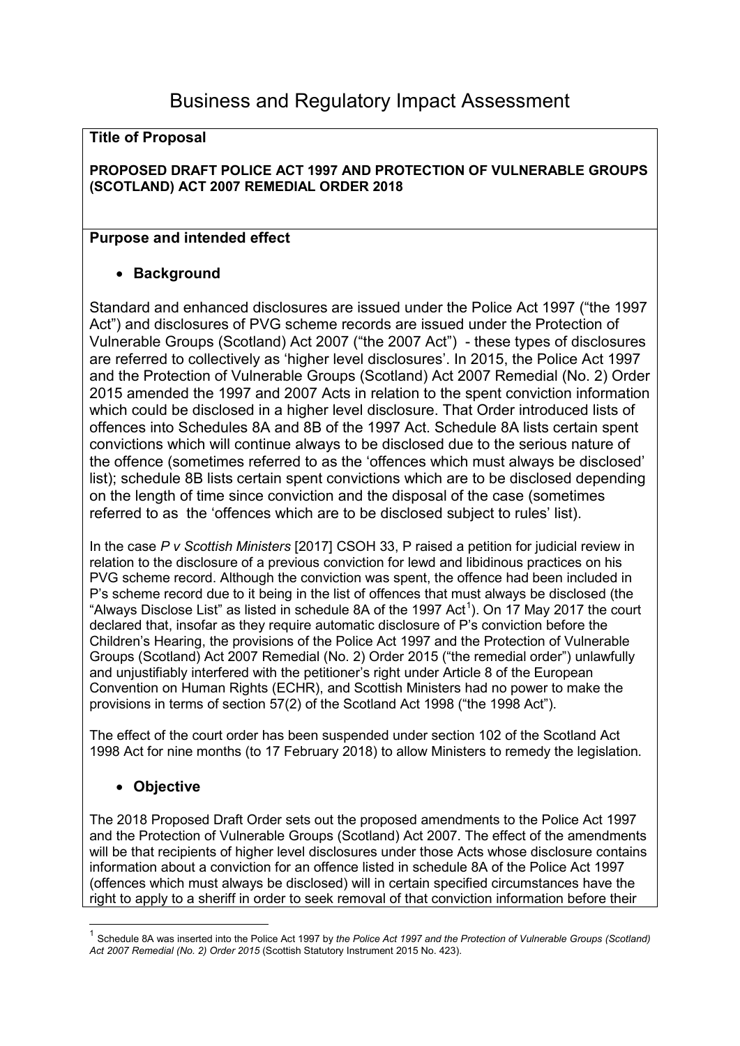# Business and Regulatory Impact Assessment

**Title of Proposal**

**PROPOSED DRAFT POLICE ACT 1997 AND PROTECTION OF VULNERABLE GROUPS (SCOTLAND) ACT 2007 REMEDIAL ORDER 2018**

**Purpose and intended effect**

- **Background**

Standard and enhanced disclosures are issued under the Police Act 1997 ("the 1997 Act") and disclosures of PVG scheme records are issued under the Protection of Vulnerable Groups (Scotland) Act 2007 ("the 2007 Act") - these types of disclosures are referred to collectively as 'higher level disclosures'. In 2015, the Police Act 1997 and the Protection of Vulnerable Groups (Scotland) Act 2007 Remedial (No. 2) Order 2015 amended the 1997 and 2007 Acts in relation to the spent conviction information which could be disclosed in a higher level disclosure. That Order introduced lists of offences into Schedules 8A and 8B of the 1997 Act. Schedule 8A lists certain spent convictions which will continue always to be disclosed due to the serious nature of the offence (sometimes referred to as the 'offences which must always be disclosed' list); schedule 8B lists certain spent convictions which are to be disclosed depending on the length of time since conviction and the disposal of the case (sometimes referred to as the 'offences which are to be disclosed subject to rules' list).

In the case *P v Scottish Ministers* [2017] CSOH 33, P raised a petition for judicial review in relation to the disclosure of a previous conviction for lewd and libidinous practices on his PVG scheme record. Although the conviction was spent, the offence had been included in P's scheme record due to it being in the list of offences that must always be disclosed (the "Always Disclose List" as listed in schedule 8A of the 1997 Act[1]). On 17 May 2017 the court declared that, insofar as they require automatic disclosure of P's conviction before the Children's Hearing, the provisions of the Police Act 1997 and the Protection of Vulnerable Groups (Scotland) Act 2007 Remedial (No. 2) Order 2015 ("the remedial order") unlawfully and unjustifiably interfered with the petitioner's right under Article 8 of the European Convention on Human Rights (ECHR), and Scottish Ministers had no power to make the provisions in terms of section 57(2) of the Scotland Act 1998 ("the 1998 Act").

The effect of the court order has been suspended under section 102 of the Scotland Act 1998 Act for nine months (to 17 February 2018) to allow Ministers to remedy the legislation.

- **Objective**

The 2018 Proposed Draft Order sets out the proposed amendments to the Police Act 1997 and the Protection of Vulnerable Groups (Scotland) Act 2007. The effect of the amendments will be that recipients of higher level disclosures under those Acts whose disclosure contains information about a conviction for an offence listed in schedule 8A of the Police Act 1997 (offences which must always be disclosed) will in certain specified circumstances have the right to apply to a sheriff in order to seek removal of that conviction information before their

---

[1] Schedule 8A was inserted into the Police Act 1997 by *the Police Act 1997 and the Protection of Vulnerable Groups (Scotland) Act 2007 Remedial (No. 2) Order 2015* (Scottish Statutory Instrument 2015 No. 423).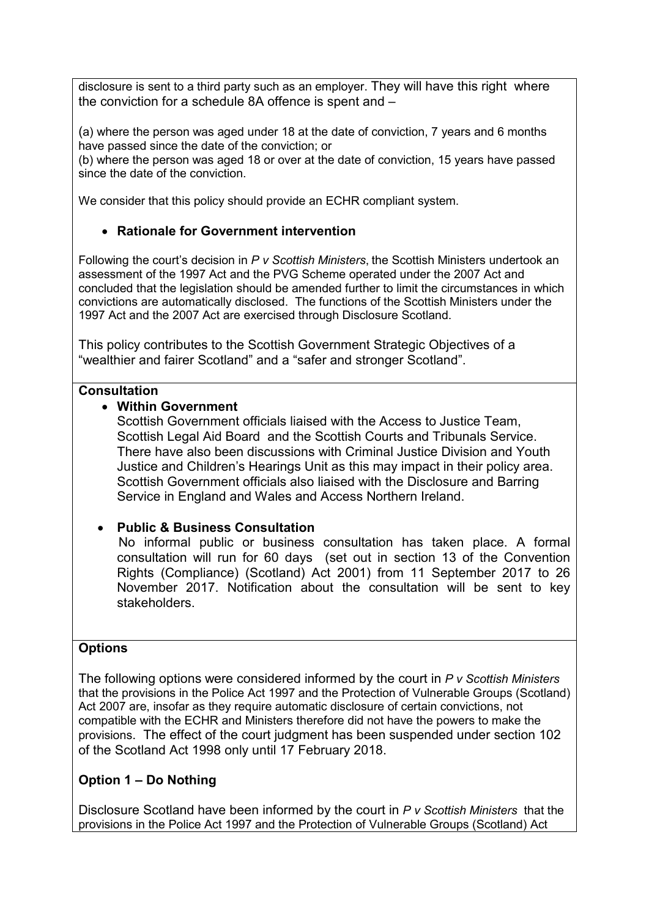disclosure is sent to a third party such as an employer. They will have this right where the conviction for a schedule 8A offence is spent and –

(a) where the person was aged under 18 at the date of conviction, 7 years and 6 months have passed since the date of the conviction; or
(b) where the person was aged 18 or over at the date of conviction, 15 years have passed since the date of the conviction.

We consider that this policy should provide an ECHR compliant system.

- **Rationale for Government intervention**

Following the court's decision in *P v Scottish Ministers*, the Scottish Ministers undertook an assessment of the 1997 Act and the PVG Scheme operated under the 2007 Act and concluded that the legislation should be amended further to limit the circumstances in which convictions are automatically disclosed. The functions of the Scottish Ministers under the 1997 Act and the 2007 Act are exercised through Disclosure Scotland.

This policy contributes to the Scottish Government Strategic Objectives of a "wealthier and fairer Scotland" and a "safer and stronger Scotland".

**Consultation**

- **Within Government**
  Scottish Government officials liaised with the Access to Justice Team, Scottish Legal Aid Board and the Scottish Courts and Tribunals Service. There have also been discussions with Criminal Justice Division and Youth Justice and Children's Hearings Unit as this may impact in their policy area. Scottish Government officials also liaised with the Disclosure and Barring Service in England and Wales and Access Northern Ireland.

- **Public & Business Consultation**
  No informal public or business consultation has taken place. A formal consultation will run for 60 days (set out in section 13 of the Convention Rights (Compliance) (Scotland) Act 2001) from 11 September 2017 to 26 November 2017. Notification about the consultation will be sent to key stakeholders.

**Options**

The following options were considered informed by the court in *P v Scottish Ministers* that the provisions in the Police Act 1997 and the Protection of Vulnerable Groups (Scotland) Act 2007 are, insofar as they require automatic disclosure of certain convictions, not compatible with the ECHR and Ministers therefore did not have the powers to make the provisions. The effect of the court judgment has been suspended under section 102 of the Scotland Act 1998 only until 17 February 2018.

**Option 1 – Do Nothing**

Disclosure Scotland have been informed by the court in *P v Scottish Ministers* that the provisions in the Police Act 1997 and the Protection of Vulnerable Groups (Scotland) Act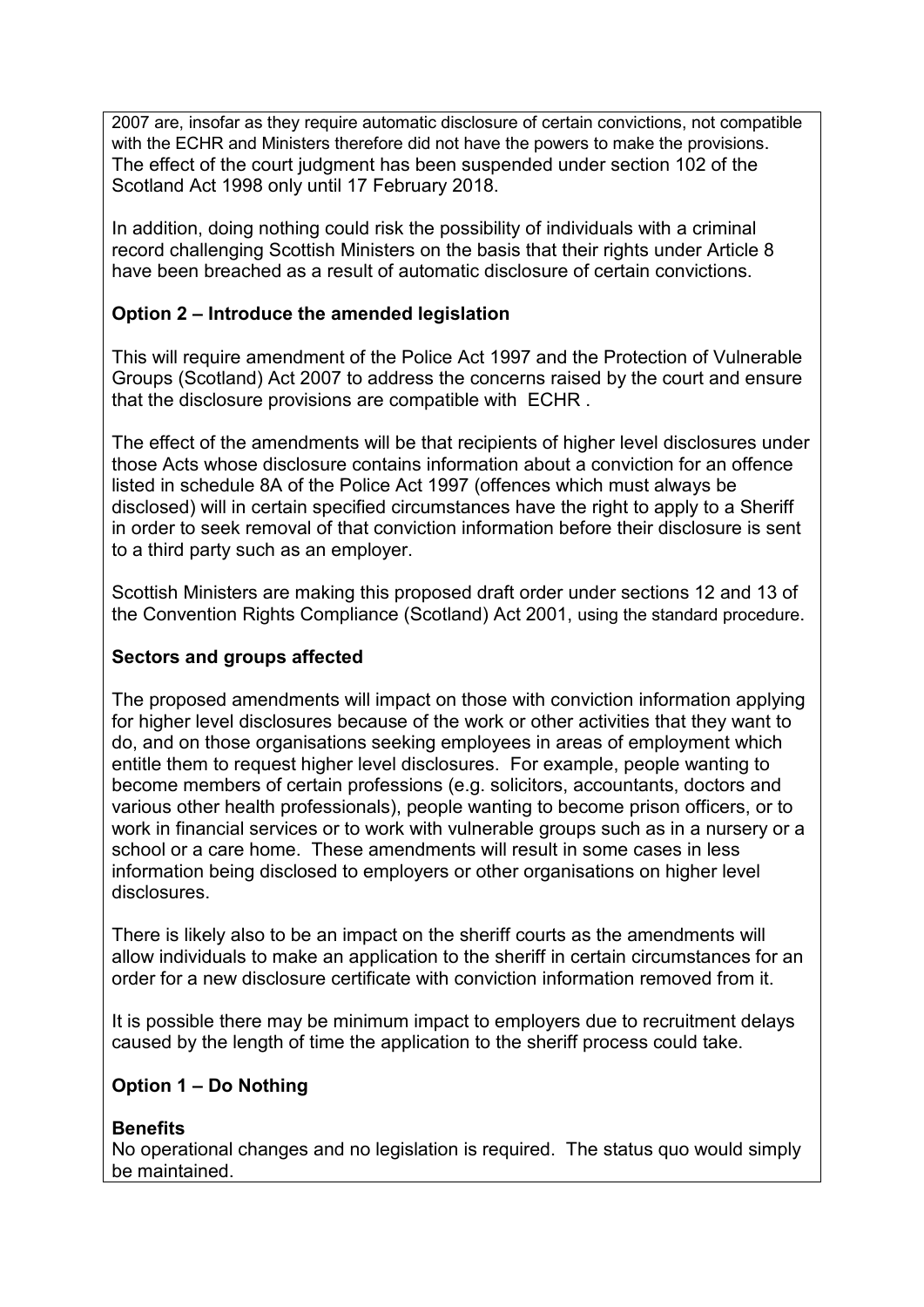2007 are, insofar as they require automatic disclosure of certain convictions, not compatible with the ECHR and Ministers therefore did not have the powers to make the provisions. The effect of the court judgment has been suspended under section 102 of the Scotland Act 1998 only until 17 February 2018.

In addition, doing nothing could risk the possibility of individuals with a criminal record challenging Scottish Ministers on the basis that their rights under Article 8 have been breached as a result of automatic disclosure of certain convictions.

**Option 2 – Introduce the amended legislation**

This will require amendment of the Police Act 1997 and the Protection of Vulnerable Groups (Scotland) Act 2007 to address the concerns raised by the court and ensure that the disclosure provisions are compatible with ECHR .

The effect of the amendments will be that recipients of higher level disclosures under those Acts whose disclosure contains information about a conviction for an offence listed in schedule 8A of the Police Act 1997 (offences which must always be disclosed) will in certain specified circumstances have the right to apply to a Sheriff in order to seek removal of that conviction information before their disclosure is sent to a third party such as an employer.

Scottish Ministers are making this proposed draft order under sections 12 and 13 of the Convention Rights Compliance (Scotland) Act 2001, using the standard procedure.

**Sectors and groups affected**

The proposed amendments will impact on those with conviction information applying for higher level disclosures because of the work or other activities that they want to do, and on those organisations seeking employees in areas of employment which entitle them to request higher level disclosures. For example, people wanting to become members of certain professions (e.g. solicitors, accountants, doctors and various other health professionals), people wanting to become prison officers, or to work in financial services or to work with vulnerable groups such as in a nursery or a school or a care home. These amendments will result in some cases in less information being disclosed to employers or other organisations on higher level disclosures.

There is likely also to be an impact on the sheriff courts as the amendments will allow individuals to make an application to the sheriff in certain circumstances for an order for a new disclosure certificate with conviction information removed from it.

It is possible there may be minimum impact to employers due to recruitment delays caused by the length of time the application to the sheriff process could take.

**Option 1 – Do Nothing**

**Benefits**
No operational changes and no legislation is required. The status quo would simply be maintained.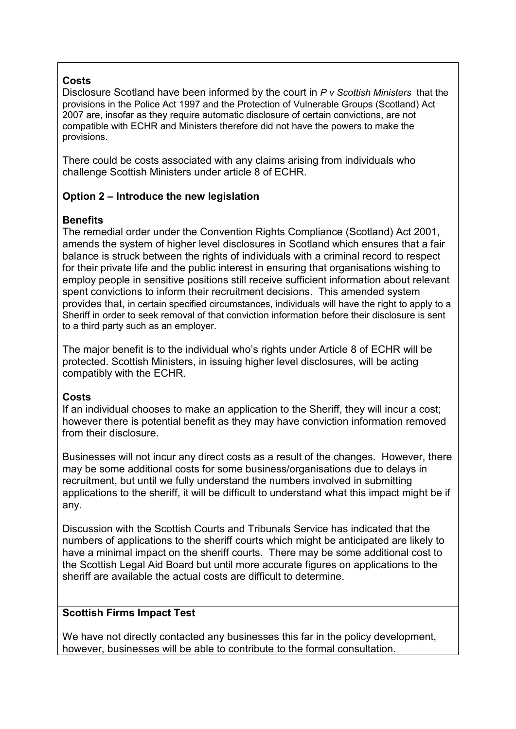**Costs**

Disclosure Scotland have been informed by the court in *P v Scottish Ministers* that the provisions in the Police Act 1997 and the Protection of Vulnerable Groups (Scotland) Act 2007 are, insofar as they require automatic disclosure of certain convictions, are not compatible with ECHR and Ministers therefore did not have the powers to make the provisions.

There could be costs associated with any claims arising from individuals who challenge Scottish Ministers under article 8 of ECHR.

**Option 2 – Introduce the new legislation**

**Benefits**

The remedial order under the Convention Rights Compliance (Scotland) Act 2001, amends the system of higher level disclosures in Scotland which ensures that a fair balance is struck between the rights of individuals with a criminal record to respect for their private life and the public interest in ensuring that organisations wishing to employ people in sensitive positions still receive sufficient information about relevant spent convictions to inform their recruitment decisions. This amended system provides that, in certain specified circumstances, individuals will have the right to apply to a Sheriff in order to seek removal of that conviction information before their disclosure is sent to a third party such as an employer.

The major benefit is to the individual who's rights under Article 8 of ECHR will be protected. Scottish Ministers, in issuing higher level disclosures, will be acting compatibly with the ECHR.

**Costs**

If an individual chooses to make an application to the Sheriff, they will incur a cost; however there is potential benefit as they may have conviction information removed from their disclosure.

Businesses will not incur any direct costs as a result of the changes. However, there may be some additional costs for some business/organisations due to delays in recruitment, but until we fully understand the numbers involved in submitting applications to the sheriff, it will be difficult to understand what this impact might be if any.

Discussion with the Scottish Courts and Tribunals Service has indicated that the numbers of applications to the sheriff courts which might be anticipated are likely to have a minimal impact on the sheriff courts. There may be some additional cost to the Scottish Legal Aid Board but until more accurate figures on applications to the sheriff are available the actual costs are difficult to determine.

**Scottish Firms Impact Test**

We have not directly contacted any businesses this far in the policy development, however, businesses will be able to contribute to the formal consultation.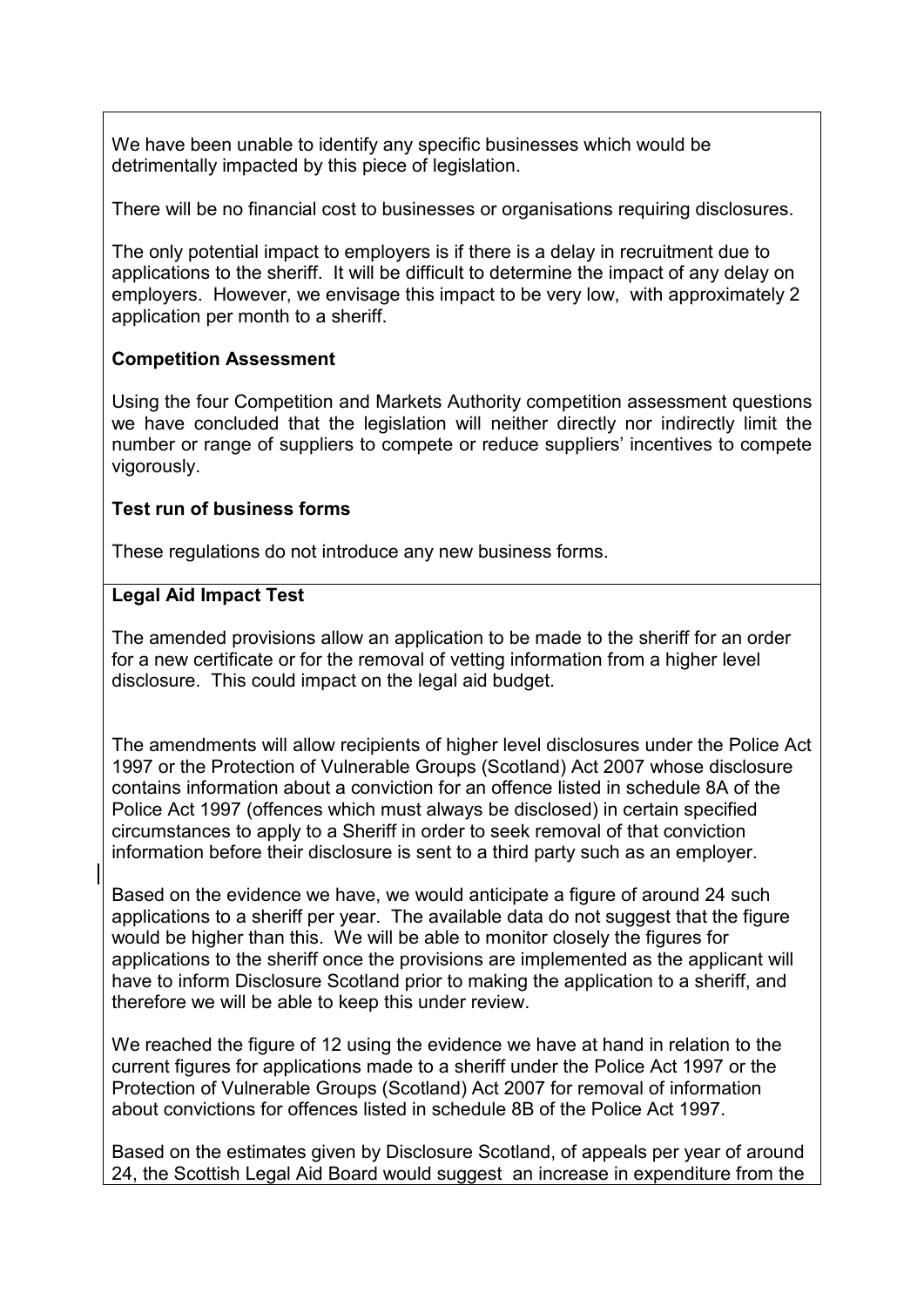We have been unable to identify any specific businesses which would be detrimentally impacted by this piece of legislation.

There will be no financial cost to businesses or organisations requiring disclosures.

The only potential impact to employers is if there is a delay in recruitment due to applications to the sheriff. It will be difficult to determine the impact of any delay on employers. However, we envisage this impact to be very low, with approximately 2 application per month to a sheriff.

**Competition Assessment**

Using the four Competition and Markets Authority competition assessment questions we have concluded that the legislation will neither directly nor indirectly limit the number or range of suppliers to compete or reduce suppliers' incentives to compete vigorously.

**Test run of business forms**

These regulations do not introduce any new business forms.

**Legal Aid Impact Test**

The amended provisions allow an application to be made to the sheriff for an order for a new certificate or for the removal of vetting information from a higher level disclosure. This could impact on the legal aid budget.

The amendments will allow recipients of higher level disclosures under the Police Act 1997 or the Protection of Vulnerable Groups (Scotland) Act 2007 whose disclosure contains information about a conviction for an offence listed in schedule 8A of the Police Act 1997 (offences which must always be disclosed) in certain specified circumstances to apply to a Sheriff in order to seek removal of that conviction information before their disclosure is sent to a third party such as an employer.

Based on the evidence we have, we would anticipate a figure of around 24 such applications to a sheriff per year. The available data do not suggest that the figure would be higher than this. We will be able to monitor closely the figures for applications to the sheriff once the provisions are implemented as the applicant will have to inform Disclosure Scotland prior to making the application to a sheriff, and therefore we will be able to keep this under review.

We reached the figure of 12 using the evidence we have at hand in relation to the current figures for applications made to a sheriff under the Police Act 1997 or the Protection of Vulnerable Groups (Scotland) Act 2007 for removal of information about convictions for offences listed in schedule 8B of the Police Act 1997.

Based on the estimates given by Disclosure Scotland, of appeals per year of around 24, the Scottish Legal Aid Board would suggest an increase in expenditure from the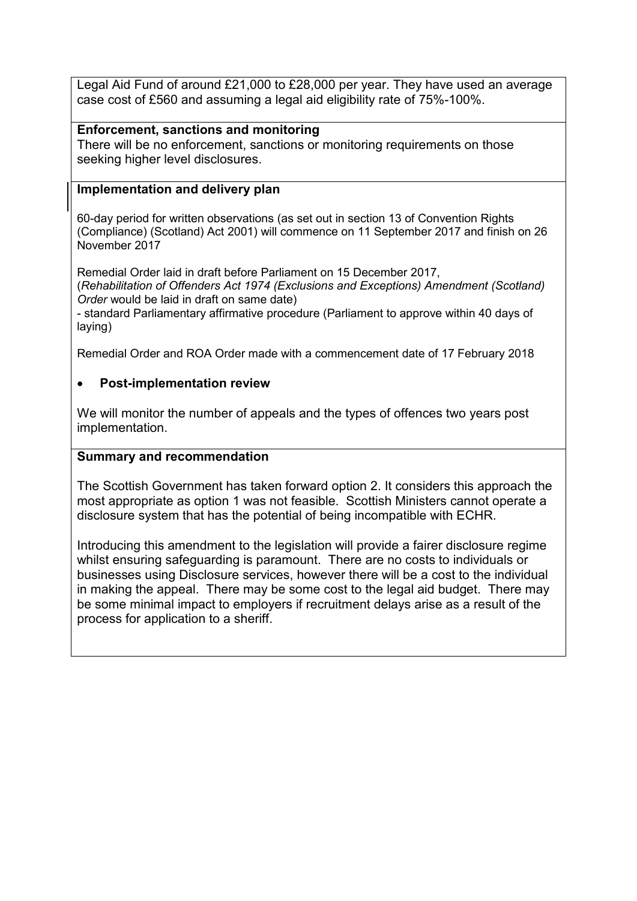Legal Aid Fund of around £21,000 to £28,000 per year. They have used an average case cost of £560 and assuming a legal aid eligibility rate of 75%-100%.

**Enforcement, sanctions and monitoring**

There will be no enforcement, sanctions or monitoring requirements on those seeking higher level disclosures.

**Implementation and delivery plan**

60-day period for written observations (as set out in section 13 of Convention Rights (Compliance) (Scotland) Act 2001) will commence on 11 September 2017 and finish on 26 November 2017

Remedial Order laid in draft before Parliament on 15 December 2017,
(*Rehabilitation of Offenders Act 1974 (Exclusions and Exceptions) Amendment (Scotland) Order* would be laid in draft on same date)
- standard Parliamentary affirmative procedure (Parliament to approve within 40 days of laying)

Remedial Order and ROA Order made with a commencement date of 17 February 2018

- **Post-implementation review**

We will monitor the number of appeals and the types of offences two years post implementation.

**Summary and recommendation**

The Scottish Government has taken forward option 2. It considers this approach the most appropriate as option 1 was not feasible. Scottish Ministers cannot operate a disclosure system that has the potential of being incompatible with ECHR.

Introducing this amendment to the legislation will provide a fairer disclosure regime whilst ensuring safeguarding is paramount. There are no costs to individuals or businesses using Disclosure services, however there will be a cost to the individual in making the appeal. There may be some cost to the legal aid budget. There may be some minimal impact to employers if recruitment delays arise as a result of the process for application to a sheriff.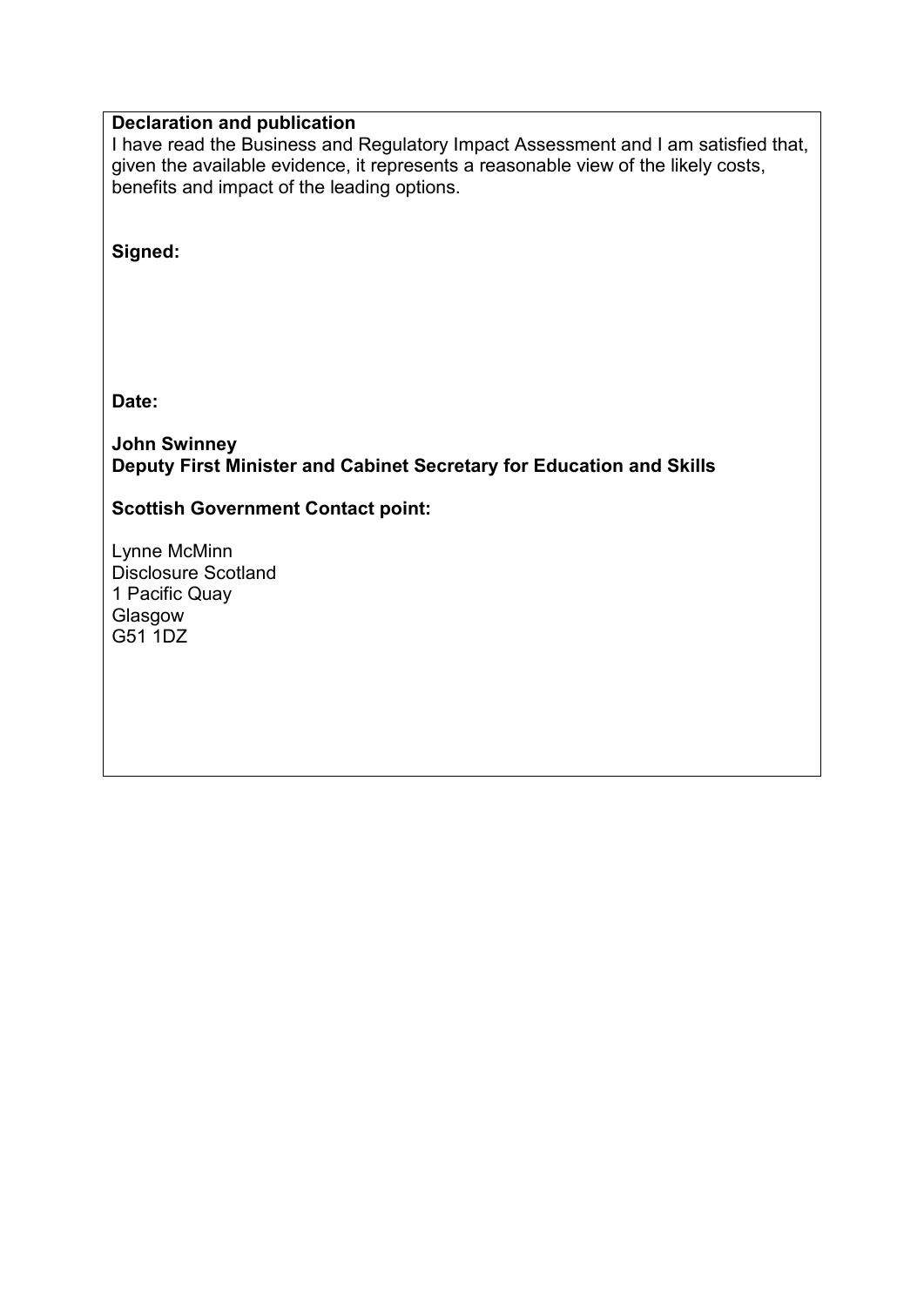**Declaration and publication**

I have read the Business and Regulatory Impact Assessment and I am satisfied that, given the available evidence, it represents a reasonable view of the likely costs, benefits and impact of the leading options.

**Signed:**

**Date:**

**John Swinney**
**Deputy First Minister and Cabinet Secretary for Education and Skills**

**Scottish Government Contact point:**

Lynne McMinn
Disclosure Scotland
1 Pacific Quay
Glasgow
G51 1DZ